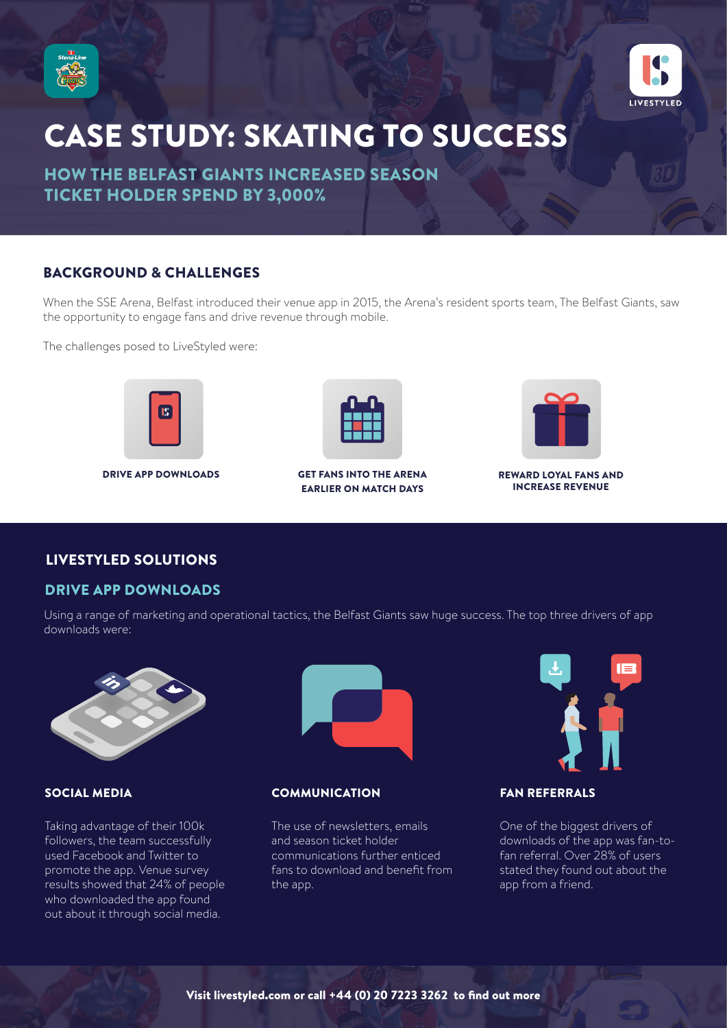# CASE STUDY: SKATING TO SUCCESS

## HOW THE BELFAST GIANTS INCREASED SEASON TICKET HOLDER SPEND BY 3,000%

### BACKGROUND & CHALLENGES

When the SSE Arena, Belfast introduced their venue app in 2015, the Arena's resident sports team, The Belfast Giants, saw the opportunity to engage fans and drive revenue through mobile.

The challenges posed to LiveStyled were:

- **DRIVE APP DOWNLOADS**
- **GET FANS INTO THE ARENA EARLIER ON MATCH DAYS**
- **REWARD LOYAL FANS AND INCREASE REVENUE**

### LIVESTYLED SOLUTIONS

#### DRIVE APP DOWNLOADS

Using a range of marketing and operational tactics, the Belfast Giants saw huge success. The top three drivers of app downloads were:

**SOCIAL MEDIA**

Taking advantage of their 100k followers, the team successfully used Facebook and Twitter to promote the app. Venue survey results showed that 24% of people who downloaded the app found out about it through social media.

**COMMUNICATION**

The use of newsletters, emails and season ticket holder communications further enticed fans to download and benefit from the app.

**FAN REFERRALS**

One of the biggest drivers of downloads of the app was fan-to-fan referral. Over 28% of users stated they found out about the app from a friend.

**Visit livestyled.com or call +44 (0) 20 7223 3262 to find out more**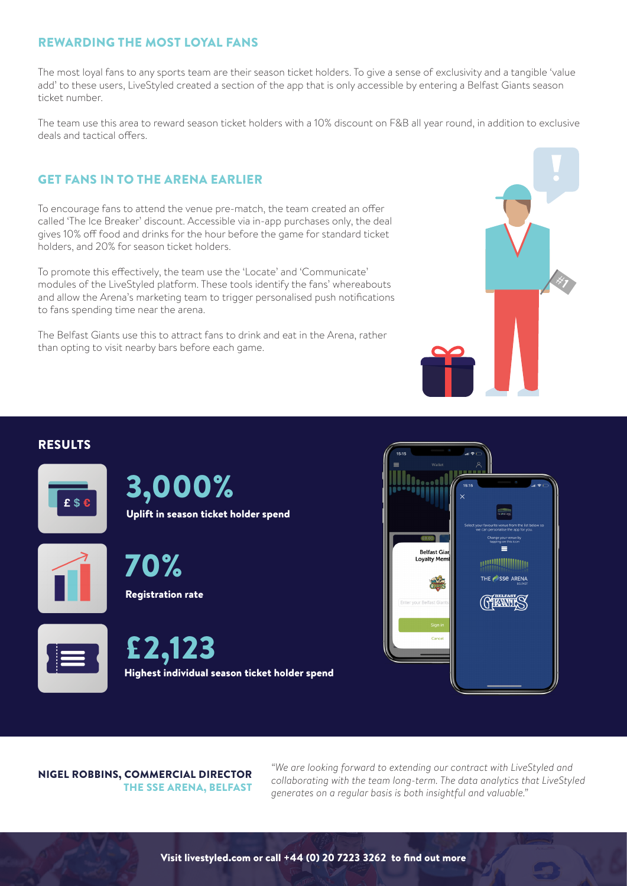## REWARDING THE MOST LOYAL FANS

The most loyal fans to any sports team are their season ticket holders. To give a sense of exclusivity and a tangible 'value add' to these users, LiveStyled created a section of the app that is only accessible by entering a Belfast Giants season ticket number.

The team use this area to reward season ticket holders with a 10% discount on F&B all year round, in addition to exclusive deals and tactical offers.

## GET FANS IN TO THE ARENA EARLIER

To encourage fans to attend the venue pre-match, the team created an offer called 'The Ice Breaker' discount. Accessible via in-app purchases only, the deal gives 10% off food and drinks for the hour before the game for standard ticket holders, and 20% for season ticket holders.

To promote this effectively, the team use the 'Locate' and 'Communicate' modules of the LiveStyled platform. These tools identify the fans' whereabouts and allow the Arena's marketing team to trigger personalised push notifications to fans spending time near the arena.

The Belfast Giants use this to attract fans to drink and eat in the Arena, rather than opting to visit nearby bars before each game.

## RESULTS

**3,000%**
**Uplift in season ticket holder spend**

**70%**
**Registration rate**

**£2,123**
**Highest individual season ticket holder spend**

**NIGEL ROBBINS, COMMERCIAL DIRECTOR**
**THE SSE ARENA, BELFAST**

*"We are looking forward to extending our contract with LiveStyled and collaborating with the team long-term. The data analytics that LiveStyled generates on a regular basis is both insightful and valuable."*

**Visit livestyled.com or call +44 (0) 20 7223 3262 to find out more**